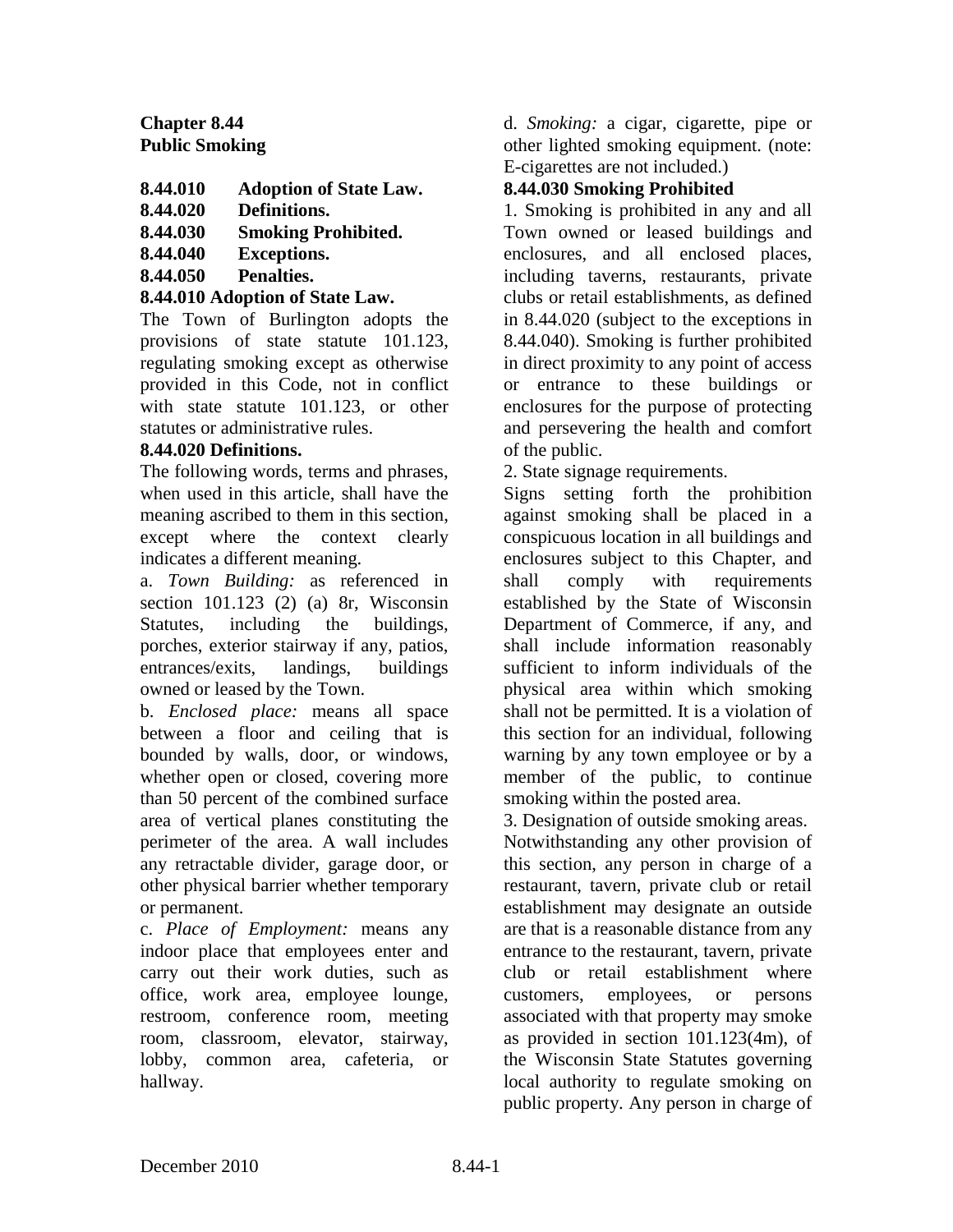**Chapter 8.44**
**Public Smoking**

**8.44.010 Adoption of State Law.**
**8.44.020 Definitions.**
**8.44.030 Smoking Prohibited.**
**8.44.040 Exceptions.**
**8.44.050 Penalties.**

**8.44.010 Adoption of State Law.**

The Town of Burlington adopts the provisions of state statute 101.123, regulating smoking except as otherwise provided in this Code, not in conflict with state statute 101.123, or other statutes or administrative rules.

**8.44.020 Definitions.**

The following words, terms and phrases, when used in this article, shall have the meaning ascribed to them in this section, except where the context clearly indicates a different meaning.

a. *Town Building:* as referenced in section 101.123 (2) (a) 8r, Wisconsin Statutes, including the buildings, porches, exterior stairway if any, patios, entrances/exits, landings, buildings owned or leased by the Town.

b. *Enclosed place:* means all space between a floor and ceiling that is bounded by walls, door, or windows, whether open or closed, covering more than 50 percent of the combined surface area of vertical planes constituting the perimeter of the area. A wall includes any retractable divider, garage door, or other physical barrier whether temporary or permanent.

c. *Place of Employment:* means any indoor place that employees enter and carry out their work duties, such as office, work area, employee lounge, restroom, conference room, meeting room, classroom, elevator, stairway, lobby, common area, cafeteria, or hallway.

d. *Smoking:* a cigar, cigarette, pipe or other lighted smoking equipment. (note: E-cigarettes are not included.)

**8.44.030 Smoking Prohibited**

1. Smoking is prohibited in any and all Town owned or leased buildings and enclosures, and all enclosed places, including taverns, restaurants, private clubs or retail establishments, as defined in 8.44.020 (subject to the exceptions in 8.44.040). Smoking is further prohibited in direct proximity to any point of access or entrance to these buildings or enclosures for the purpose of protecting and persevering the health and comfort of the public.

2. State signage requirements.

Signs setting forth the prohibition against smoking shall be placed in a conspicuous location in all buildings and enclosures subject to this Chapter, and shall comply with requirements established by the State of Wisconsin Department of Commerce, if any, and shall include information reasonably sufficient to inform individuals of the physical area within which smoking shall not be permitted. It is a violation of this section for an individual, following warning by any town employee or by a member of the public, to continue smoking within the posted area.

3. Designation of outside smoking areas.

Notwithstanding any other provision of this section, any person in charge of a restaurant, tavern, private club or retail establishment may designate an outside are that is a reasonable distance from any entrance to the restaurant, tavern, private club or retail establishment where customers, employees, or persons associated with that property may smoke as provided in section 101.123(4m), of the Wisconsin State Statutes governing local authority to regulate smoking on public property. Any person in charge of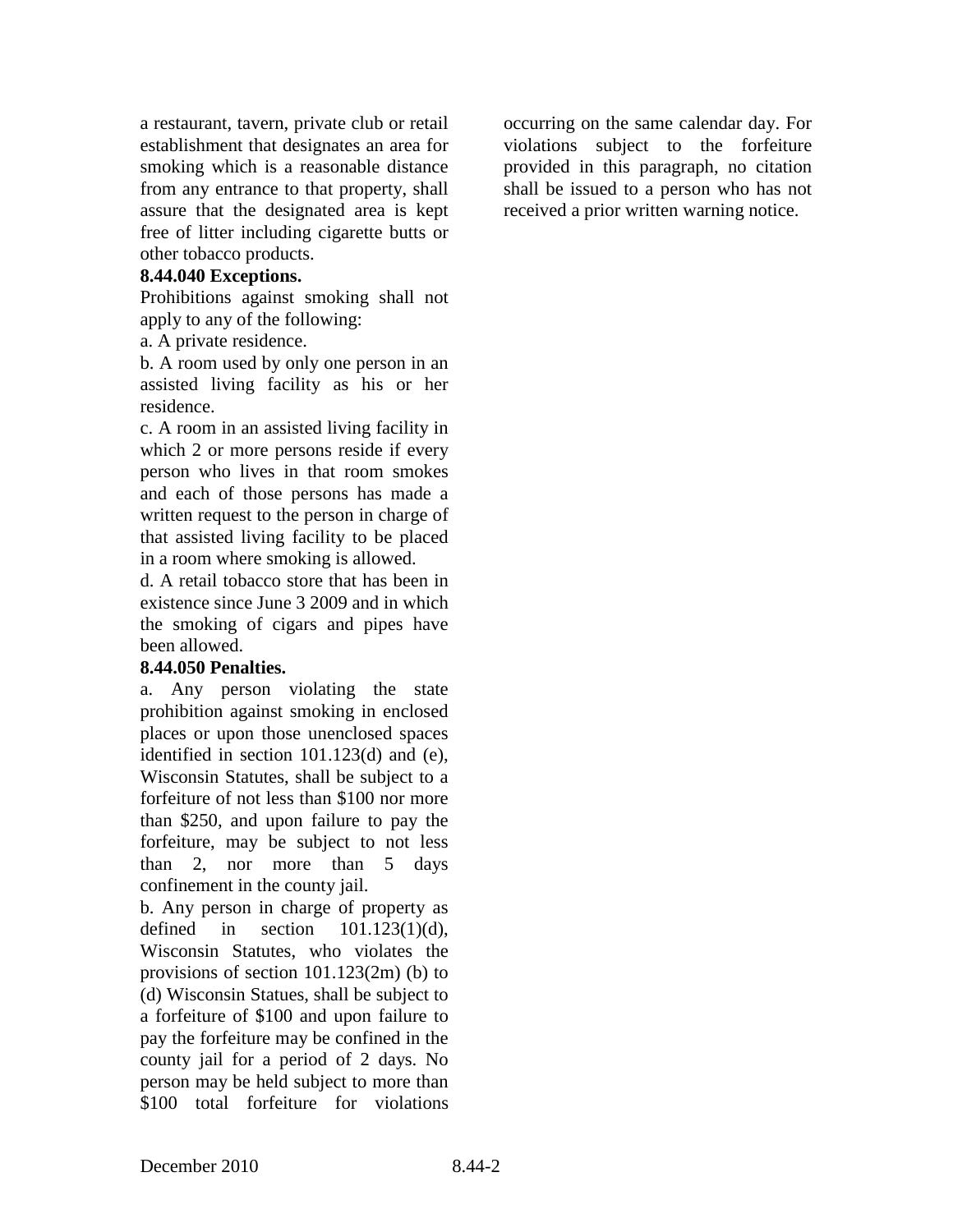a restaurant, tavern, private club or retail establishment that designates an area for smoking which is a reasonable distance from any entrance to that property, shall assure that the designated area is kept free of litter including cigarette butts or other tobacco products.

**8.44.040 Exceptions.**

Prohibitions against smoking shall not apply to any of the following:

a. A private residence.

b. A room used by only one person in an assisted living facility as his or her residence.

c. A room in an assisted living facility in which 2 or more persons reside if every person who lives in that room smokes and each of those persons has made a written request to the person in charge of that assisted living facility to be placed in a room where smoking is allowed.

d. A retail tobacco store that has been in existence since June 3 2009 and in which the smoking of cigars and pipes have been allowed.

**8.44.050 Penalties.**

a. Any person violating the state prohibition against smoking in enclosed places or upon those unenclosed spaces identified in section 101.123(d) and (e), Wisconsin Statutes, shall be subject to a forfeiture of not less than $100 nor more than $250, and upon failure to pay the forfeiture, may be subject to not less than 2, nor more than 5 days confinement in the county jail.

b. Any person in charge of property as defined in section 101.123(1)(d), Wisconsin Statutes, who violates the provisions of section 101.123(2m) (b) to (d) Wisconsin Statues, shall be subject to a forfeiture of $100 and upon failure to pay the forfeiture may be confined in the county jail for a period of 2 days. No person may be held subject to more than $100 total forfeiture for violations occurring on the same calendar day. For violations subject to the forfeiture provided in this paragraph, no citation shall be issued to a person who has not received a prior written warning notice.